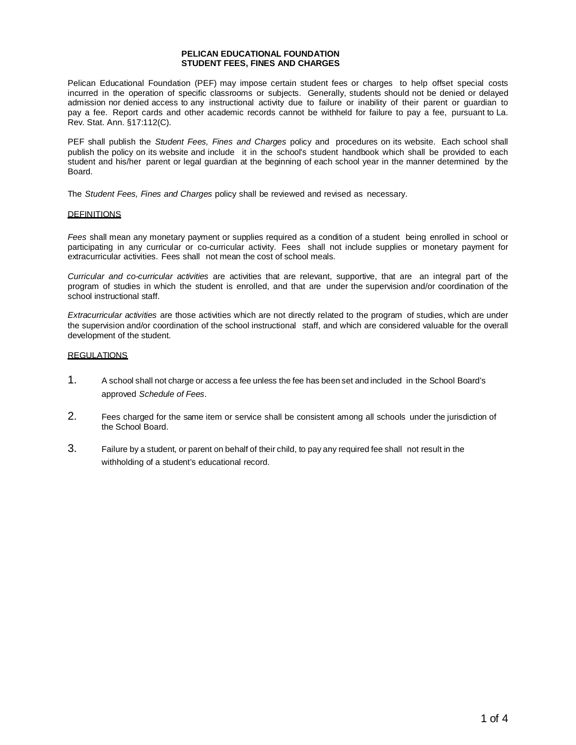# PELICAN EDUCATIONAL FOUNDATION
## STUDENT FEES, FINES AND CHARGES

Pelican Educational Foundation (PEF) may impose certain student fees or charges to help offset special costs incurred in the operation of specific classrooms or subjects. Generally, students should not be denied or delayed admission nor denied access to any instructional activity due to failure or inability of their parent or guardian to pay a fee. Report cards and other academic records cannot be withheld for failure to pay a fee, pursuant to La. Rev. Stat. Ann. §17:112(C).

PEF shall publish the *Student Fees, Fines and Charges* policy and procedures on its website. Each school shall publish the policy on its website and include it in the school's student handbook which shall be provided to each student and his/her parent or legal guardian at the beginning of each school year in the manner determined by the Board.

The *Student Fees, Fines and Charges* policy shall be reviewed and revised as necessary.

### DEFINITIONS

*Fees* shall mean any monetary payment or supplies required as a condition of a student being enrolled in school or participating in any curricular or co-curricular activity. Fees shall not include supplies or monetary payment for extracurricular activities. Fees shall not mean the cost of school meals.

*Curricular and co-curricular activities* are activities that are relevant, supportive, that are an integral part of the program of studies in which the student is enrolled, and that are under the supervision and/or coordination of the school instructional staff.

*Extracurricular activities* are those activities which are not directly related to the program of studies, which are under the supervision and/or coordination of the school instructional staff, and which are considered valuable for the overall development of the student.

### REGULATIONS

1. A school shall not charge or access a fee unless the fee has been set and included in the School Board's approved *Schedule of Fees*.
2. Fees charged for the same item or service shall be consistent among all schools under the jurisdiction of the School Board.
3. Failure by a student, or parent on behalf of their child, to pay any required fee shall not result in the withholding of a student's educational record.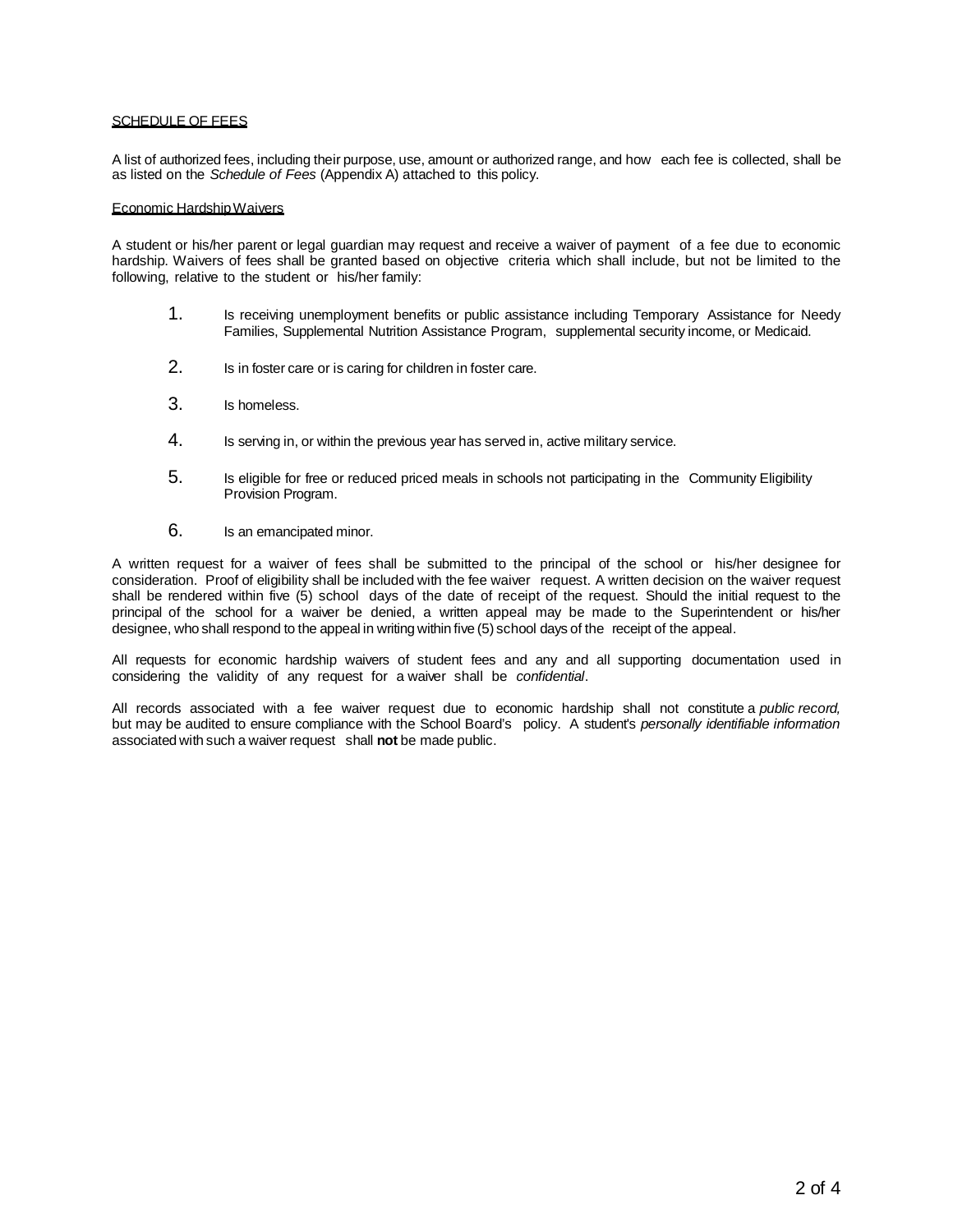## SCHEDULE OF FEES

A list of authorized fees, including their purpose, use, amount or authorized range, and how each fee is collected, shall be as listed on the *Schedule of Fees* (Appendix A) attached to this policy.

### Economic Hardship Waivers

A student or his/her parent or legal guardian may request and receive a waiver of payment of a fee due to economic hardship. Waivers of fees shall be granted based on objective criteria which shall include, but not be limited to the following, relative to the student or his/her family:

1. Is receiving unemployment benefits or public assistance including Temporary Assistance for Needy Families, Supplemental Nutrition Assistance Program, supplemental security income, or Medicaid.
2. Is in foster care or is caring for children in foster care.
3. Is homeless.
4. Is serving in, or within the previous year has served in, active military service.
5. Is eligible for free or reduced priced meals in schools not participating in the Community Eligibility Provision Program.
6. Is an emancipated minor.

A written request for a waiver of fees shall be submitted to the principal of the school or his/her designee for consideration. Proof of eligibility shall be included with the fee waiver request. A written decision on the waiver request shall be rendered within five (5) school days of the date of receipt of the request. Should the initial request to the principal of the school for a waiver be denied, a written appeal may be made to the Superintendent or his/her designee, who shall respond to the appeal in writing within five (5) school days of the receipt of the appeal.

All requests for economic hardship waivers of student fees and any and all supporting documentation used in considering the validity of any request for a waiver shall be *confidential*.

All records associated with a fee waiver request due to economic hardship shall not constitute a *public record,* but may be audited to ensure compliance with the School Board's policy. A student's *personally identifiable information* associated with such a waiver request shall **not** be made public.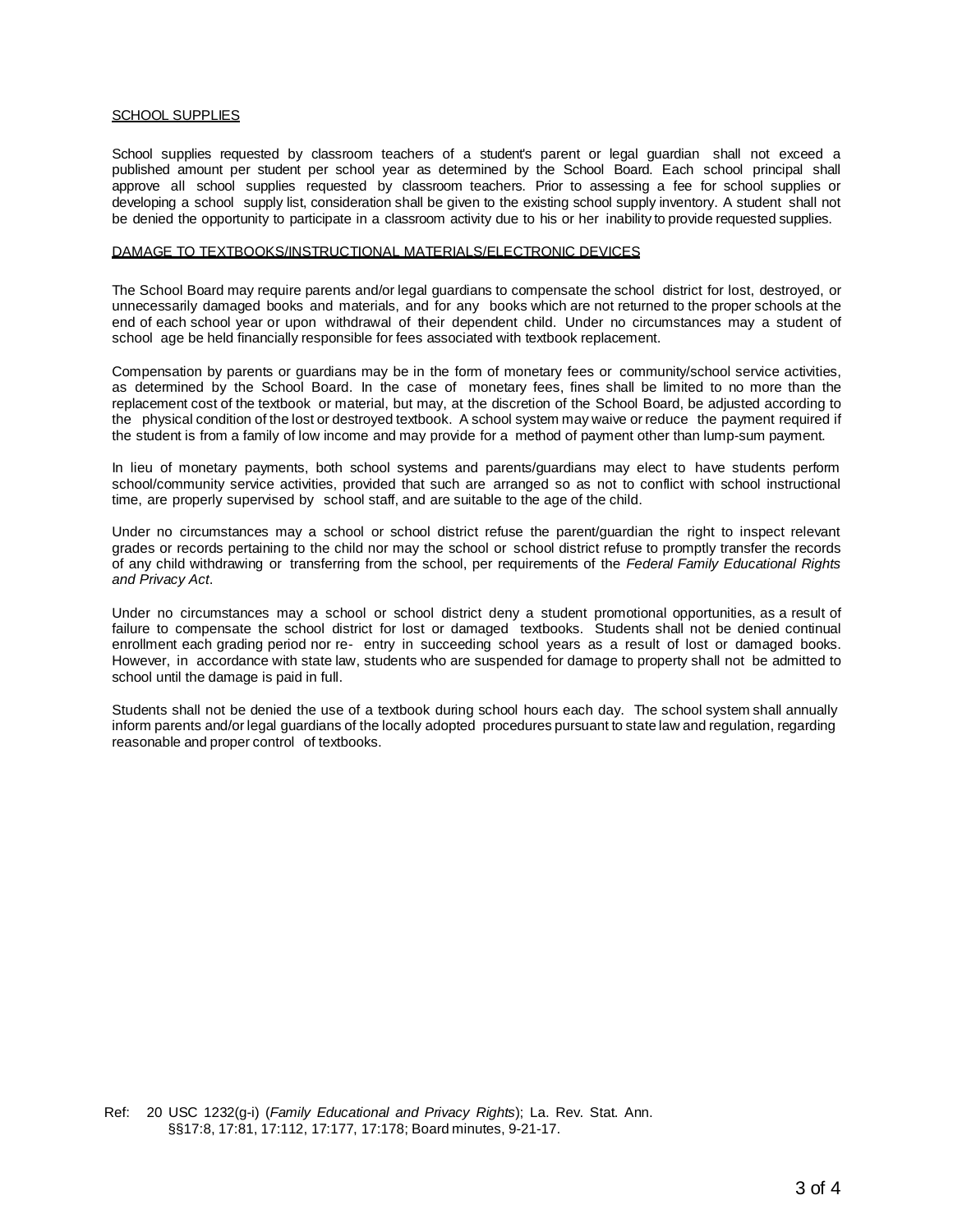## SCHOOL SUPPLIES

School supplies requested by classroom teachers of a student's parent or legal guardian shall not exceed a published amount per student per school year as determined by the School Board. Each school principal shall approve all school supplies requested by classroom teachers. Prior to assessing a fee for school supplies or developing a school supply list, consideration shall be given to the existing school supply inventory. A student shall not be denied the opportunity to participate in a classroom activity due to his or her inability to provide requested supplies.

## DAMAGE TO TEXTBOOKS/INSTRUCTIONAL MATERIALS/ELECTRONIC DEVICES

The School Board may require parents and/or legal guardians to compensate the school district for lost, destroyed, or unnecessarily damaged books and materials, and for any books which are not returned to the proper schools at the end of each school year or upon withdrawal of their dependent child. Under no circumstances may a student of school age be held financially responsible for fees associated with textbook replacement.

Compensation by parents or guardians may be in the form of monetary fees or community/school service activities, as determined by the School Board. In the case of monetary fees, fines shall be limited to no more than the replacement cost of the textbook or material, but may, at the discretion of the School Board, be adjusted according to the physical condition of the lost or destroyed textbook. A school system may waive or reduce the payment required if the student is from a family of low income and may provide for a method of payment other than lump-sum payment.

In lieu of monetary payments, both school systems and parents/guardians may elect to have students perform school/community service activities, provided that such are arranged so as not to conflict with school instructional time, are properly supervised by school staff, and are suitable to the age of the child.

Under no circumstances may a school or school district refuse the parent/guardian the right to inspect relevant grades or records pertaining to the child nor may the school or school district refuse to promptly transfer the records of any child withdrawing or transferring from the school, per requirements of the *Federal Family Educational Rights and Privacy Act*.

Under no circumstances may a school or school district deny a student promotional opportunities, as a result of failure to compensate the school district for lost or damaged textbooks. Students shall not be denied continual enrollment each grading period nor re- entry in succeeding school years as a result of lost or damaged books. However, in accordance with state law, students who are suspended for damage to property shall not be admitted to school until the damage is paid in full.

Students shall not be denied the use of a textbook during school hours each day. The school system shall annually inform parents and/or legal guardians of the locally adopted procedures pursuant to state law and regulation, regarding reasonable and proper control of textbooks.

Ref: 20 USC 1232(g-i) (*Family Educational and Privacy Rights*); La. Rev. Stat. Ann. §§17:8, 17:81, 17:112, 17:177, 17:178; Board minutes, 9-21-17.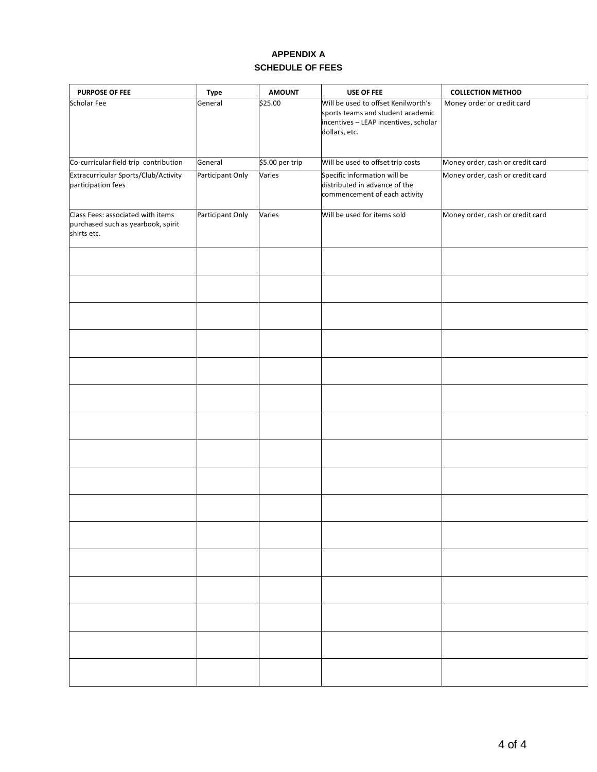## APPENDIX A
## SCHEDULE OF FEES

| PURPOSE OF FEE | Type | AMOUNT | USE OF FEE | COLLECTION METHOD |
|---|---|---|---|---|
| Scholar Fee | General | $25.00 | Will be used to offset Kenilworth's sports teams and student academic incentives – LEAP incentives, scholar dollars, etc. | Money order or credit card |
| Co-curricular field trip contribution | General | $5.00 per trip | Will be used to offset trip costs | Money order, cash or credit card |
| Extracurricular Sports/Club/Activity participation fees | Participant Only | Varies | Specific information will be distributed in advance of the commencement of each activity | Money order, cash or credit card |
| Class Fees: associated with items purchased such as yearbook, spirit shirts etc. | Participant Only | Varies | Will be used for items sold | Money order, cash or credit card |
| | | | | |
| | | | | |
| | | | | |
| | | | | |
| | | | | |
| | | | | |
| | | | | |
| | | | | |
| | | | | |
| | | | | |
| | | | | |
| | | | | |
| | | | | |
| | | | | |
| | | | | |
| | | | | |